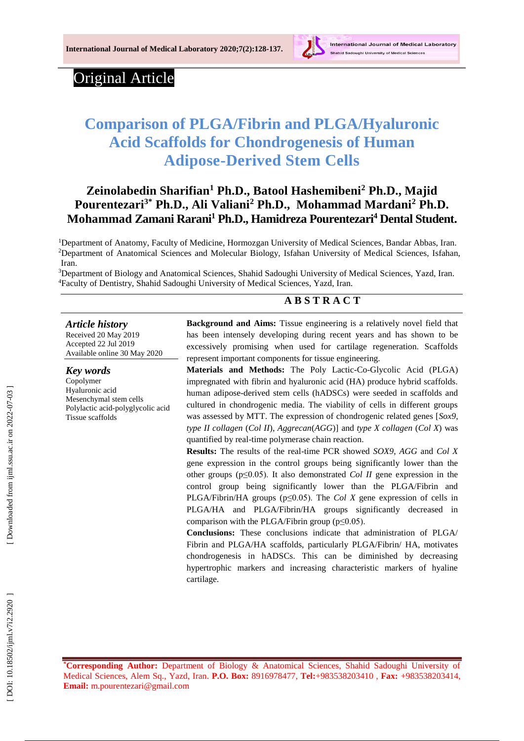Original Article

# Comparison of PLGA/Fibrin and PLGA/Hyaluronic Acid Scaffolds for Chondrogenesis of Human Adipose-Derived Stem Cells

**Zeinolabedin Sharifian[1] Ph.D., Batool Hashemibeni[2] Ph.D., Majid Pourentezari[3*] Ph.D., Ali Valiani[2] Ph.D., Mohammad Mardani[2] Ph.D. Mohammad Zamani Rarani[1] Ph.D., Hamidreza Pourentezari[4] Dental Student.**

[1]Department of Anatomy, Faculty of Medicine, Hormozgan University of Medical Sciences, Bandar Abbas, Iran.
[2]Department of Anatomical Sciences and Molecular Biology, Isfahan University of Medical Sciences, Isfahan, Iran.
[3]Department of Biology and Anatomical Sciences, Shahid Sadoughi University of Medical Sciences, Yazd, Iran.
[4]Faculty of Dentistry, Shahid Sadoughi University of Medical Sciences, Yazd, Iran.

### *Article history*

Received 20 May 2019
Accepted 22 Jul 2019
Available online 30 May 2020

### *Key words*

Copolymer
Hyaluronic acid
Mesenchymal stem cells
Polylactic acid-polyglycolic acid
Tissue scaffolds

## ABSTRACT

**Background and Aims:** Tissue engineering is a relatively novel field that has been intensely developing during recent years and has shown to be excessively promising when used for cartilage regeneration. Scaffolds represent important components for tissue engineering.

**Materials and Methods:** The Poly Lactic-Co-Glycolic Acid (PLGA) impregnated with fibrin and hyaluronic acid (HA) produce hybrid scaffolds. human adipose-derived stem cells (hADSCs) were seeded in scaffolds and cultured in chondrogenic media. The viability of cells in different groups was assessed by MTT. The expression of chondrogenic related genes [*Sox9*, *type II collagen* (*Col II*), *Aggrecan*(*AGG*)] and *type X collagen* (*Col X*) was quantified by real-time polymerase chain reaction.

**Results:** The results of the real-time PCR showed *SOX9*, *AGG* and *Col X* gene expression in the control groups being significantly lower than the other groups ($p \leq 0.05$). It also demonstrated *Col II* gene expression in the control group being significantly lower than the PLGA/Fibrin and PLGA/Fibrin/HA groups ($p \leq 0.05$). The *Col X* gene expression of cells in PLGA/HA and PLGA/Fibrin/HA groups significantly decreased in comparison with the PLGA/Fibrin group ($p \leq 0.05$).

**Conclusions:** These conclusions indicate that administration of PLGA/ Fibrin and PLGA/HA scaffolds, particularly PLGA/Fibrin/ HA, motivates chondrogenesis in hADSCs. This can be diminished by decreasing hypertrophic markers and increasing characteristic markers of hyaline cartilage.

*Corresponding Author: Department of Biology & Anatomical Sciences, Shahid Sadoughi University of Medical Sciences, Alem Sq., Yazd, Iran. **P.O. Box:** 8916978477, **Tel:**+983538203410 , **Fax:** +983538203414, **Email:** m.pourentezari@gmail.com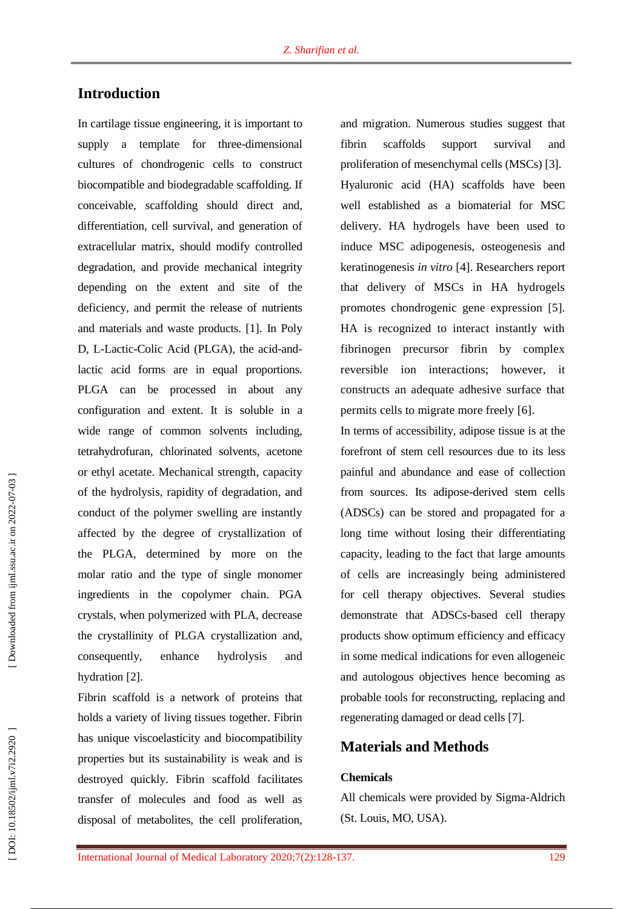## Introduction

In cartilage tissue engineering, it is important to supply a template for three-dimensional cultures of chondrogenic cells to construct biocompatible and biodegradable scaffolding. If conceivable, scaffolding should direct and, differentiation, cell survival, and generation of extracellular matrix, should modify controlled degradation, and provide mechanical integrity depending on the extent and site of the deficiency, and permit the release of nutrients and materials and waste products. [1]. In Poly D, L-Lactic-Colic Acid (PLGA), the acid-and-lactic acid forms are in equal proportions. PLGA can be processed in about any configuration and extent. It is soluble in a wide range of common solvents including, tetrahydrofuran, chlorinated solvents, acetone or ethyl acetate. Mechanical strength, capacity of the hydrolysis, rapidity of degradation, and conduct of the polymer swelling are instantly affected by the degree of crystallization of the PLGA, determined by more on the molar ratio and the type of single monomer ingredients in the copolymer chain. PGA crystals, when polymerized with PLA, decrease the crystallinity of PLGA crystallization and, consequently, enhance hydrolysis and hydration [2].

Fibrin scaffold is a network of proteins that holds a variety of living tissues together. Fibrin has unique viscoelasticity and biocompatibility properties but its sustainability is weak and is destroyed quickly. Fibrin scaffold facilitates transfer of molecules and food as well as disposal of metabolites, the cell proliferation, and migration. Numerous studies suggest that fibrin scaffolds support survival and proliferation of mesenchymal cells (MSCs) [3].

Hyaluronic acid (HA) scaffolds have been well established as a biomaterial for MSC delivery. HA hydrogels have been used to induce MSC adipogenesis, osteogenesis and keratinogenesis *in vitro* [4]. Researchers report that delivery of MSCs in HA hydrogels promotes chondrogenic gene expression [5]. HA is recognized to interact instantly with fibrinogen precursor fibrin by complex reversible ion interactions; however, it constructs an adequate adhesive surface that permits cells to migrate more freely [6].

In terms of accessibility, adipose tissue is at the forefront of stem cell resources due to its less painful and abundance and ease of collection from sources. Its adipose-derived stem cells (ADSCs) can be stored and propagated for a long time without losing their differentiating capacity, leading to the fact that large amounts of cells are increasingly being administered for cell therapy objectives. Several studies demonstrate that ADSCs-based cell therapy products show optimum efficiency and efficacy in some medical indications for even allogeneic and autologous objectives hence becoming as probable tools for reconstructing, replacing and regenerating damaged or dead cells [7].

## Materials and Methods

### Chemicals

All chemicals were provided by Sigma-Aldrich (St. Louis, MO, USA).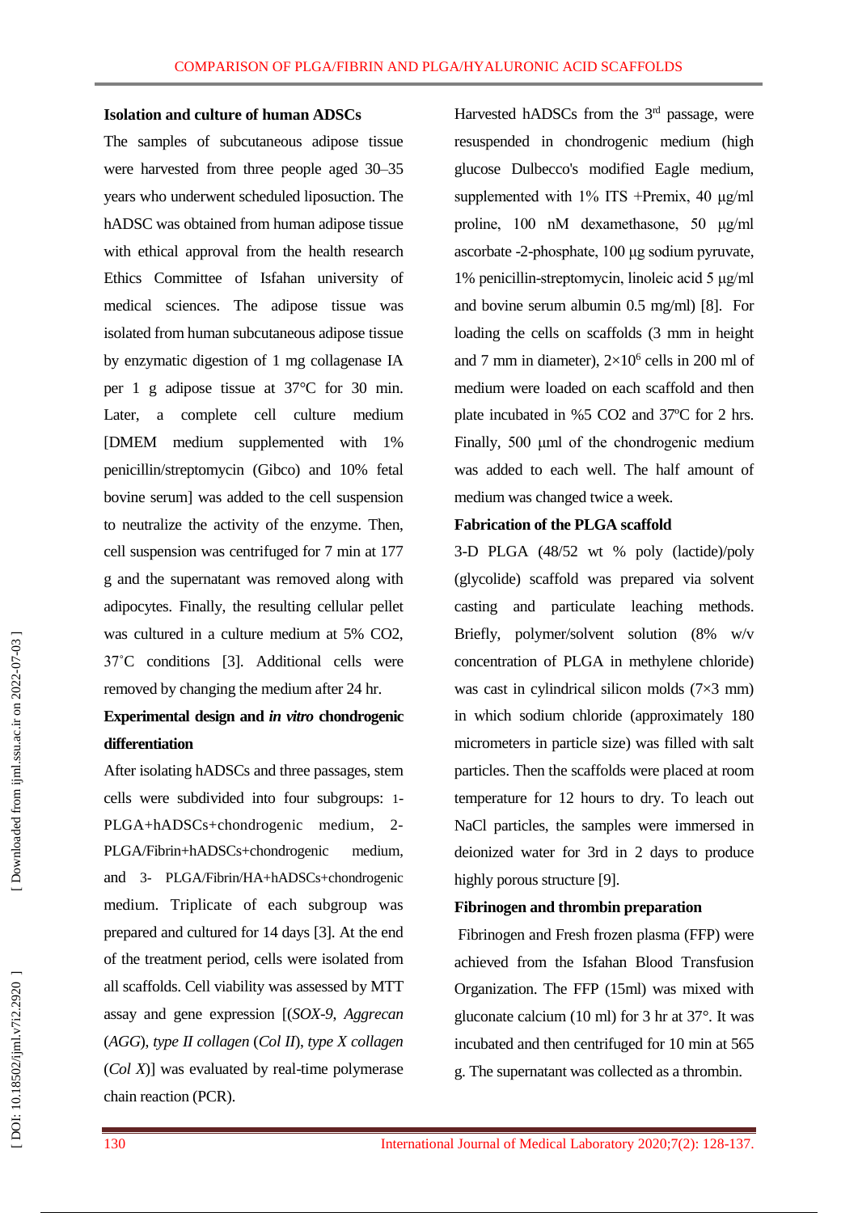**Isolation and culture of human ADSCs**

The samples of subcutaneous adipose tissue were harvested from three people aged 30–35 years who underwent scheduled liposuction. The hADSC was obtained from human adipose tissue with ethical approval from the health research Ethics Committee of Isfahan university of medical sciences. The adipose tissue was isolated from human subcutaneous adipose tissue by enzymatic digestion of 1 mg collagenase IA per 1 g adipose tissue at 37°C for 30 min. Later, a complete cell culture medium [DMEM medium supplemented with 1% penicillin/streptomycin (Gibco) and 10% fetal bovine serum] was added to the cell suspension to neutralize the activity of the enzyme. Then, cell suspension was centrifuged for 7 min at 177 g and the supernatant was removed along with adipocytes. Finally, the resulting cellular pellet was cultured in a culture medium at 5% $CO_2$, 37˚C conditions [3]. Additional cells were removed by changing the medium after 24 hr.

**Experimental design and *in vitro* chondrogenic differentiation**

After isolating hADSCs and three passages, stem cells were subdivided into four subgroups: 1- PLGA+hADSCs+chondrogenic medium, 2- PLGA/Fibrin+hADSCs+chondrogenic medium, and 3- PLGA/Fibrin/HA+hADSCs+chondrogenic medium. Triplicate of each subgroup was prepared and cultured for 14 days [3]. At the end of the treatment period, cells were isolated from all scaffolds. Cell viability was assessed by MTT assay and gene expression [(*SOX-9*, *Aggrecan* (*AGG*), *type II collagen* (*Col II*), *type X collagen* (*Col X*)] was evaluated by real-time polymerase chain reaction (PCR).

Harvested hADSCs from the 3rd passage, were resuspended in chondrogenic medium (high glucose Dulbecco's modified Eagle medium, supplemented with 1% ITS +Premix, 40 µg/ml proline, 100 nM dexamethasone, 50 µg/ml ascorbate -2-phosphate, 100 µg sodium pyruvate, 1% penicillin-streptomycin, linoleic acid 5 µg/ml and bovine serum albumin 0.5 mg/ml) [8]. For loading the cells on scaffolds (3 mm in height and 7 mm in diameter), $2\times10^6$ cells in 200 ml of medium were loaded on each scaffold and then plate incubated in %5 $CO_2$ and 37ºC for 2 hrs. Finally, 500 µml of the chondrogenic medium was added to each well. The half amount of medium was changed twice a week.

**Fabrication of the PLGA scaffold**

3-D PLGA (48/52 wt % poly (lactide)/poly (glycolide) scaffold was prepared via solvent casting and particulate leaching methods. Briefly, polymer/solvent solution (8% w/v concentration of PLGA in methylene chloride) was cast in cylindrical silicon molds (7×3 mm) in which sodium chloride (approximately 180 micrometers in particle size) was filled with salt particles. Then the scaffolds were placed at room temperature for 12 hours to dry. To leach out NaCl particles, the samples were immersed in deionized water for 3rd in 2 days to produce highly porous structure [9].

**Fibrinogen and thrombin preparation**

Fibrinogen and Fresh frozen plasma (FFP) were achieved from the Isfahan Blood Transfusion Organization. The FFP (15ml) was mixed with gluconate calcium (10 ml) for 3 hr at 37°. It was incubated and then centrifuged for 10 min at 565 g. The supernatant was collected as a thrombin.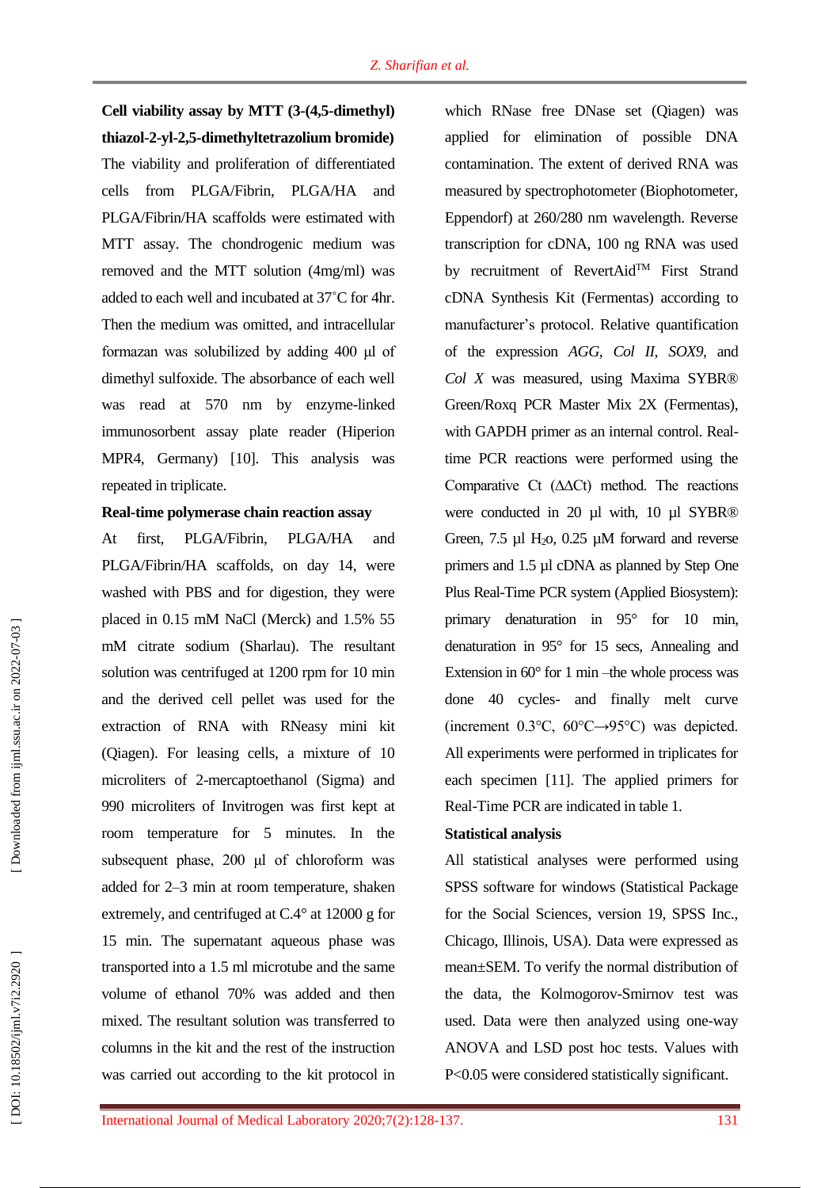**Cell viability assay by MTT (3-(4,5-dimethyl) thiazol-2-yl-2,5-dimethyltetrazolium bromide)**

The viability and proliferation of differentiated cells from PLGA/Fibrin, PLGA/HA and PLGA/Fibrin/HA scaffolds were estimated with MTT assay. The chondrogenic medium was removed and the MTT solution (4mg/ml) was added to each well and incubated at 37˚C for 4hr. Then the medium was omitted, and intracellular formazan was solubilized by adding 400 µl of dimethyl sulfoxide. The absorbance of each well was read at 570 nm by enzyme-linked immunosorbent assay plate reader (Hiperion MPR4, Germany) [10]. This analysis was repeated in triplicate.

**Real-time polymerase chain reaction assay**

At first, PLGA/Fibrin, PLGA/HA and PLGA/Fibrin/HA scaffolds, on day 14, were washed with PBS and for digestion, they were placed in 0.15 mM NaCl (Merck) and 1.5% 55 mM citrate sodium (Sharlau). The resultant solution was centrifuged at 1200 rpm for 10 min and the derived cell pellet was used for the extraction of RNA with RNeasy mini kit (Qiagen). For leasing cells, a mixture of 10 microliters of 2-mercaptoethanol (Sigma) and 990 microliters of Invitrogen was first kept at room temperature for 5 minutes. In the subsequent phase, 200 µl of chloroform was added for 2–3 min at room temperature, shaken extremely, and centrifuged at C.4° at 12000 g for 15 min. The supernatant aqueous phase was transported into a 1.5 ml microtube and the same volume of ethanol 70% was added and then mixed. The resultant solution was transferred to columns in the kit and the rest of the instruction was carried out according to the kit protocol in which RNase free DNase set (Qiagen) was applied for elimination of possible DNA contamination. The extent of derived RNA was measured by spectrophotometer (Biophotometer, Eppendorf) at 260/280 nm wavelength. Reverse transcription for cDNA, 100 ng RNA was used by recruitment of RevertAid™ First Strand cDNA Synthesis Kit (Fermentas) according to manufacturer's protocol. Relative quantification of the expression *AGG*, *Col II*, *SOX9*, and *Col X* was measured, using Maxima SYBR® Green/Roxq PCR Master Mix 2X (Fermentas), with GAPDH primer as an internal control. Real-time PCR reactions were performed using the Comparative Ct (ΔΔCt) method. The reactions were conducted in 20 µl with, 10 µl SYBR® Green, 7.5 µl $H_2o$, 0.25 µM forward and reverse primers and 1.5 µl cDNA as planned by Step One Plus Real-Time PCR system (Applied Biosystem): primary denaturation in 95° for 10 min, denaturation in 95° for 15 secs, Annealing and Extension in 60° for 1 min –the whole process was done 40 cycles- and finally melt curve (increment 0.3°C, 60°C→95°C) was depicted. All experiments were performed in triplicates for each specimen [11]. The applied primers for Real-Time PCR are indicated in table 1.

**Statistical analysis**

All statistical analyses were performed using SPSS software for windows (Statistical Package for the Social Sciences, version 19, SPSS Inc., Chicago, Illinois, USA). Data were expressed as mean±SEM. To verify the normal distribution of the data, the Kolmogorov-Smirnov test was used. Data were then analyzed using one-way ANOVA and LSD post hoc tests. Values with $P<0.05$ were considered statistically significant.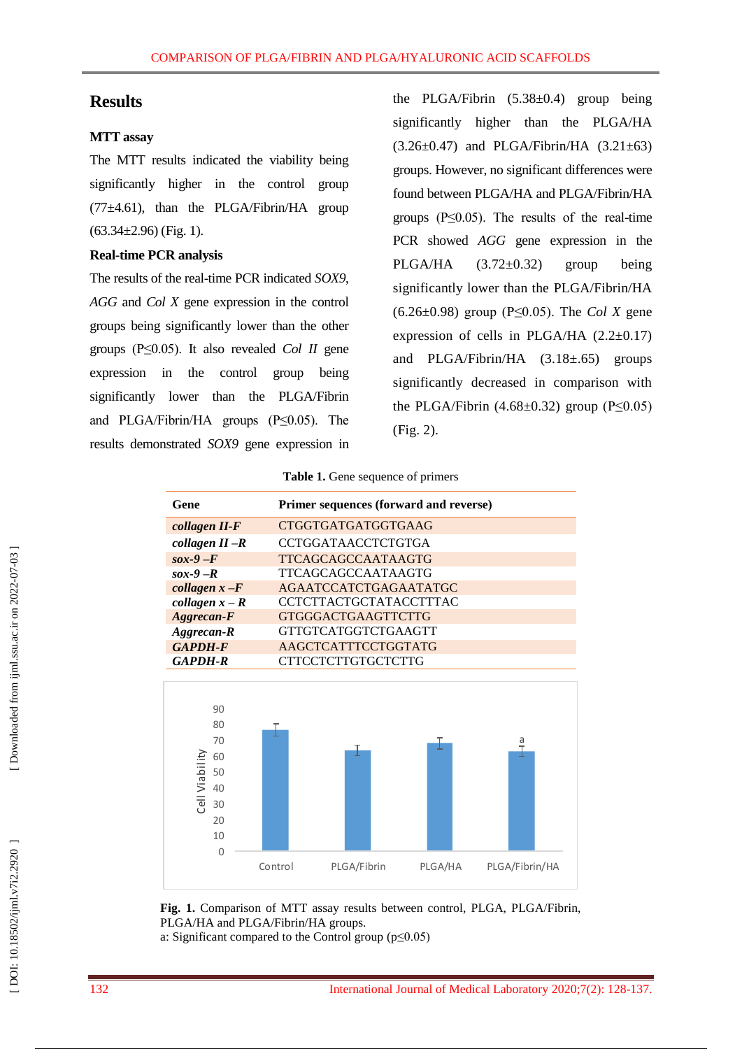## Results

### MTT assay

The MTT results indicated the viability being significantly higher in the control group (77±4.61), than the PLGA/Fibrin/HA group (63.34±2.96) (Fig. 1).

### Real-time PCR analysis

The results of the real-time PCR indicated *SOX9*, *AGG* and *Col X* gene expression in the control groups being significantly lower than the other groups (P≤0.05). It also revealed *Col II* gene expression in the control group being significantly lower than the PLGA/Fibrin and PLGA/Fibrin/HA groups (P≤0.05). The results demonstrated *SOX9* gene expression in the PLGA/Fibrin (5.38±0.4) group being significantly higher than the PLGA/HA (3.26±0.47) and PLGA/Fibrin/HA (3.21±63) groups. However, no significant differences were found between PLGA/HA and PLGA/Fibrin/HA groups (P≤0.05). The results of the real-time PCR showed *AGG* gene expression in the PLGA/HA (3.72±0.32) group being significantly lower than the PLGA/Fibrin/HA (6.26±0.98) group (P≤0.05). The *Col X* gene expression of cells in PLGA/HA (2.2±0.17) and PLGA/Fibrin/HA (3.18±.65) groups significantly decreased in comparison with the PLGA/Fibrin (4.68±0.32) group (P≤0.05) (Fig. 2).

**Table 1.** Gene sequence of primers

| Gene | Primer sequences (forward and reverse) |
|---|---|
| ***collagen II-F*** | CTGGTGATGATGGTGAAG |
| ***collagen II –R*** | CCTGGATAACCTCTGTGA |
| ***sox-9 –F*** | TTCAGCAGCCAATAAGTG |
| ***sox-9 –R*** | TTCAGCAGCCAATAAGTG |
| ***collagen x –F*** | AGAATCCATCTGAGAATATGC |
| ***collagen x – R*** | CCTCTTACTGCTATACCTTTAC |
| ***Aggrecan-F*** | GTGGGACTGAAGTTCTTG |
| ***Aggrecan-R*** | GTTGTCATGGTCTGAAGTT |
| ***GAPDH-F*** | AAGCTCATTTCCTGGTATG |
| ***GAPDH-R*** | CTTCCTCTTGTGCTCTTG |

**Fig. 1.** Comparison of MTT assay results between control, PLGA, PLGA/Fibrin, PLGA/HA and PLGA/Fibrin/HA groups.
a: Significant compared to the Control group (p≤0.05)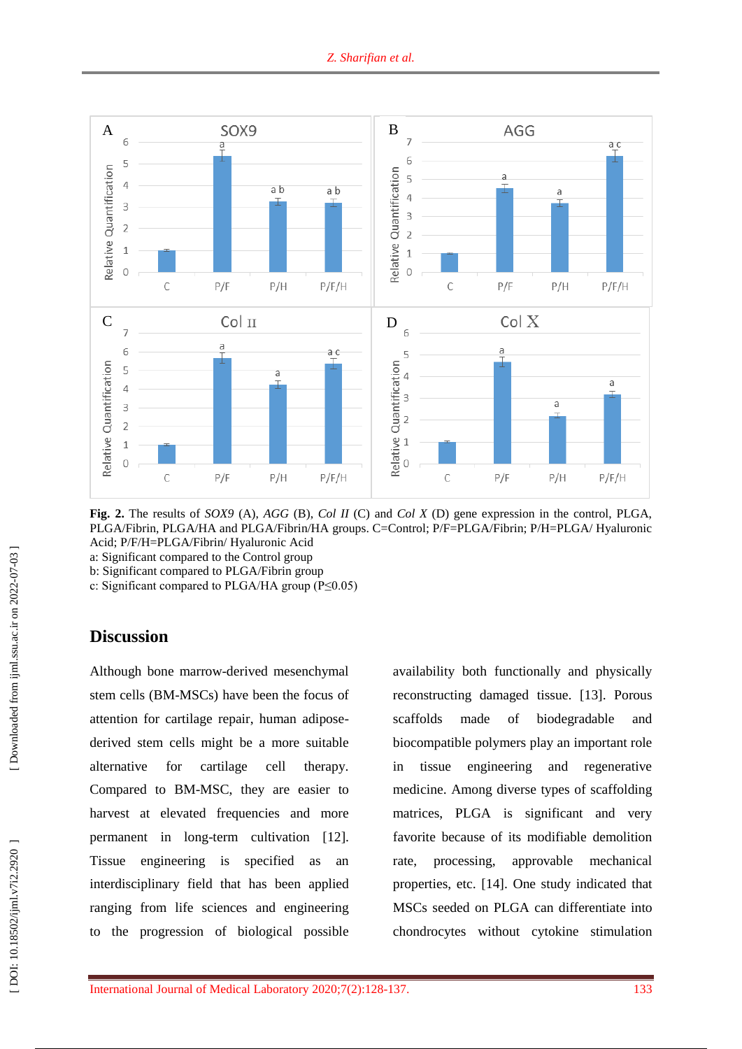**Fig. 2.** The results of *SOX9* (A), *AGG* (B), *Col II* (C) and *Col X* (D) gene expression in the control, PLGA, PLGA/Fibrin, PLGA/HA and PLGA/Fibrin/HA groups. C=Control; P/F=PLGA/Fibrin; P/H=PLGA/ Hyaluronic Acid; P/F/H=PLGA/Fibrin/ Hyaluronic Acid

a: Significant compared to the Control group

b: Significant compared to PLGA/Fibrin group

c: Significant compared to PLGA/HA group (P≤0.05)

## Discussion

Although bone marrow-derived mesenchymal stem cells (BM-MSCs) have been the focus of attention for cartilage repair, human adipose-derived stem cells might be a more suitable alternative for cartilage cell therapy. Compared to BM-MSC, they are easier to harvest at elevated frequencies and more permanent in long-term cultivation [12]. Tissue engineering is specified as an interdisciplinary field that has been applied ranging from life sciences and engineering to the progression of biological possible availability both functionally and physically reconstructing damaged tissue. [13]. Porous scaffolds made of biodegradable and biocompatible polymers play an important role in tissue engineering and regenerative medicine. Among diverse types of scaffolding matrices, PLGA is significant and very favorite because of its modifiable demolition rate, processing, approvable mechanical properties, etc. [14]. One study indicated that MSCs seeded on PLGA can differentiate into chondrocytes without cytokine stimulation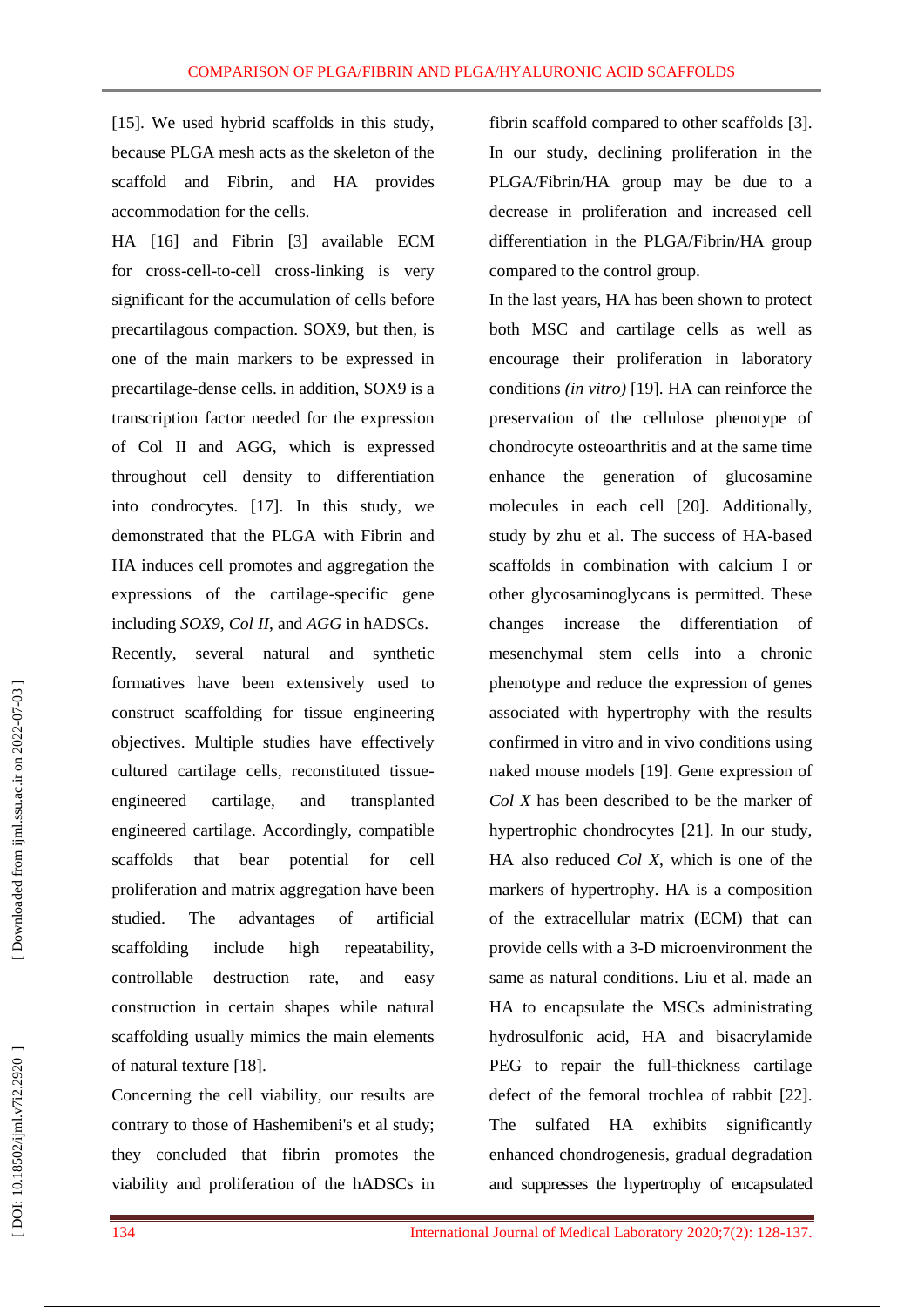[15]. We used hybrid scaffolds in this study, because PLGA mesh acts as the skeleton of the scaffold and Fibrin, and HA provides accommodation for the cells.

HA [16] and Fibrin [3] available ECM for cross-cell-to-cell cross-linking is very significant for the accumulation of cells before precartilagous compaction. SOX9, but then, is one of the main markers to be expressed in precartilage-dense cells. in addition, SOX9 is a transcription factor needed for the expression of Col II and AGG, which is expressed throughout cell density to differentiation into condrocytes. [17]. In this study, we demonstrated that the PLGA with Fibrin and HA induces cell promotes and aggregation the expressions of the cartilage-specific gene including *SOX9*, *Col II*, and *AGG* in hADSCs.

Recently, several natural and synthetic formatives have been extensively used to construct scaffolding for tissue engineering objectives. Multiple studies have effectively cultured cartilage cells, reconstituted tissue-engineered cartilage, and transplanted engineered cartilage. Accordingly, compatible scaffolds that bear potential for cell proliferation and matrix aggregation have been studied. The advantages of artificial scaffolding include high repeatability, controllable destruction rate, and easy construction in certain shapes while natural scaffolding usually mimics the main elements of natural texture [18].

Concerning the cell viability, our results are contrary to those of Hashemibeni's et al study; they concluded that fibrin promotes the viability and proliferation of the hADSCs in fibrin scaffold compared to other scaffolds [3]. In our study, declining proliferation in the PLGA/Fibrin/HA group may be due to a decrease in proliferation and increased cell differentiation in the PLGA/Fibrin/HA group compared to the control group.

In the last years, HA has been shown to protect both MSC and cartilage cells as well as encourage their proliferation in laboratory conditions *(in vitro)* [19]. HA can reinforce the preservation of the cellulose phenotype of chondrocyte osteoarthritis and at the same time enhance the generation of glucosamine molecules in each cell [20]. Additionally, study by zhu et al. The success of HA-based scaffolds in combination with calcium I or other glycosaminoglycans is permitted. These changes increase the differentiation of mesenchymal stem cells into a chronic phenotype and reduce the expression of genes associated with hypertrophy with the results confirmed in vitro and in vivo conditions using naked mouse models [19]. Gene expression of *Col X* has been described to be the marker of hypertrophic chondrocytes [21]. In our study, HA also reduced *Col X*, which is one of the markers of hypertrophy. HA is a composition of the extracellular matrix (ECM) that can provide cells with a 3-D microenvironment the same as natural conditions. Liu et al. made an HA to encapsulate the MSCs administrating hydrosulfonic acid, HA and bisacrylamide PEG to repair the full-thickness cartilage defect of the femoral trochlea of rabbit [22]. The sulfated HA exhibits significantly enhanced chondrogenesis, gradual degradation and suppresses the hypertrophy of encapsulated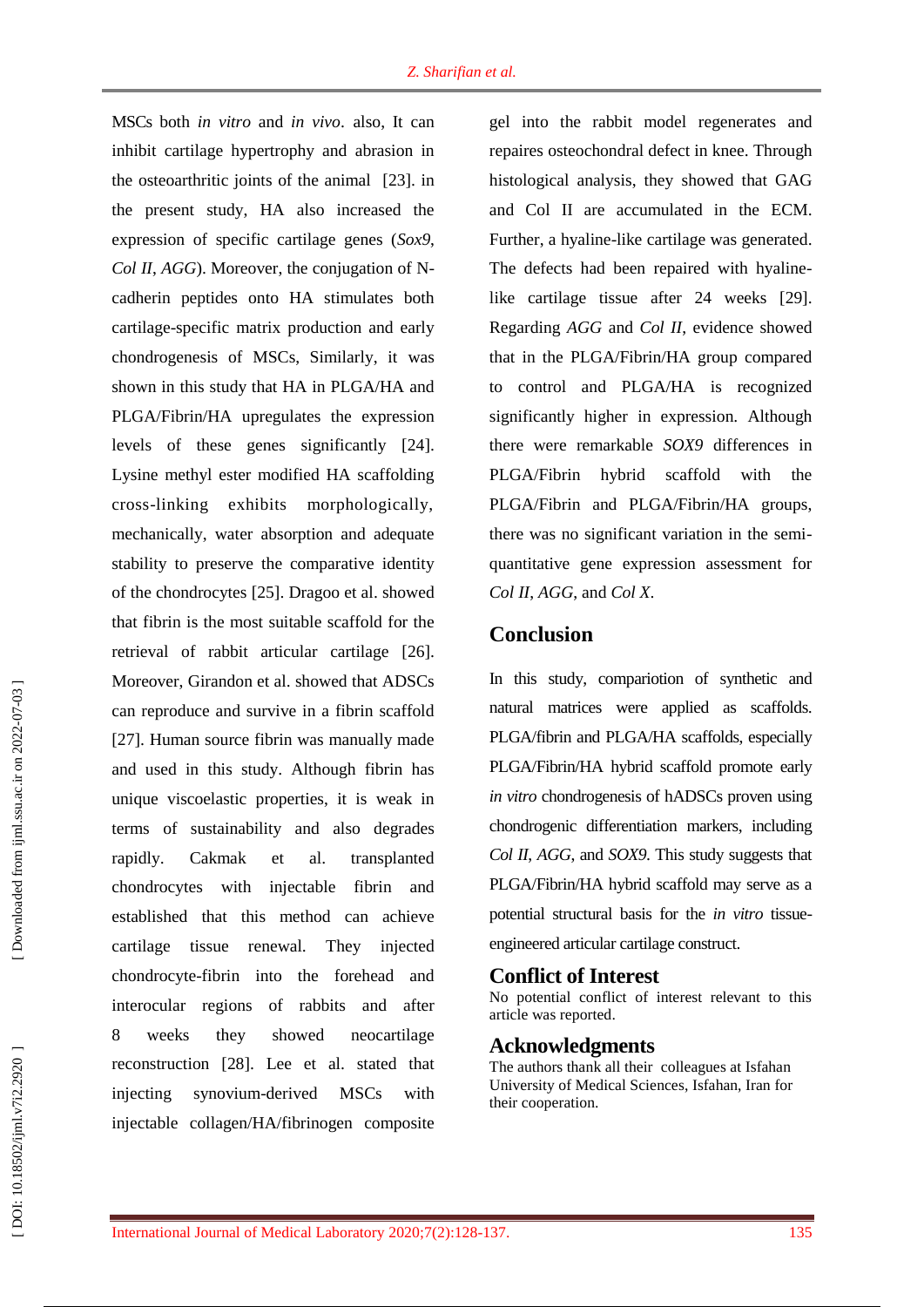MSCs both *in vitro* and *in vivo*. also, It can inhibit cartilage hypertrophy and abrasion in the osteoarthritic joints of the animal [23]. in the present study, HA also increased the expression of specific cartilage genes (*Sox9*, *Col II*, *AGG*). Moreover, the conjugation of N-cadherin peptides onto HA stimulates both cartilage-specific matrix production and early chondrogenesis of MSCs, Similarly, it was shown in this study that HA in PLGA/HA and PLGA/Fibrin/HA upregulates the expression levels of these genes significantly [24]. Lysine methyl ester modified HA scaffolding cross-linking exhibits morphologically, mechanically, water absorption and adequate stability to preserve the comparative identity of the chondrocytes [25]. Dragoo et al. showed that fibrin is the most suitable scaffold for the retrieval of rabbit articular cartilage [26]. Moreover, Girandon et al. showed that ADSCs can reproduce and survive in a fibrin scaffold [27]. Human source fibrin was manually made and used in this study. Although fibrin has unique viscoelastic properties, it is weak in terms of sustainability and also degrades rapidly. Cakmak et al. transplanted chondrocytes with injectable fibrin and established that this method can achieve cartilage tissue renewal. They injected chondrocyte-fibrin into the forehead and interocular regions of rabbits and after 8 weeks they showed neocartilage reconstruction [28]. Lee et al. stated that injecting synovium-derived MSCs with injectable collagen/HA/fibrinogen composite gel into the rabbit model regenerates and repaires osteochondral defect in knee. Through histological analysis, they showed that GAG and Col II are accumulated in the ECM. Further, a hyaline-like cartilage was generated. The defects had been repaired with hyaline-like cartilage tissue after 24 weeks [29]. Regarding *AGG* and *Col II*, evidence showed that in the PLGA/Fibrin/HA group compared to control and PLGA/HA is recognized significantly higher in expression. Although there were remarkable *SOX9* differences in PLGA/Fibrin hybrid scaffold with the PLGA/Fibrin and PLGA/Fibrin/HA groups, there was no significant variation in the semi-quantitative gene expression assessment for *Col II*, *AGG*, and *Col X*.

## Conclusion

In this study, compariotion of synthetic and natural matrices were applied as scaffolds. PLGA/fibrin and PLGA/HA scaffolds, especially PLGA/Fibrin/HA hybrid scaffold promote early *in vitro* chondrogenesis of hADSCs proven using chondrogenic differentiation markers, including *Col II*, *AGG*, and *SOX9*. This study suggests that PLGA/Fibrin/HA hybrid scaffold may serve as a potential structural basis for the *in vitro* tissue-engineered articular cartilage construct.

## Conflict of Interest

No potential conflict of interest relevant to this article was reported.

## Acknowledgments

The authors thank all their colleagues at Isfahan University of Medical Sciences, Isfahan, Iran for their cooperation.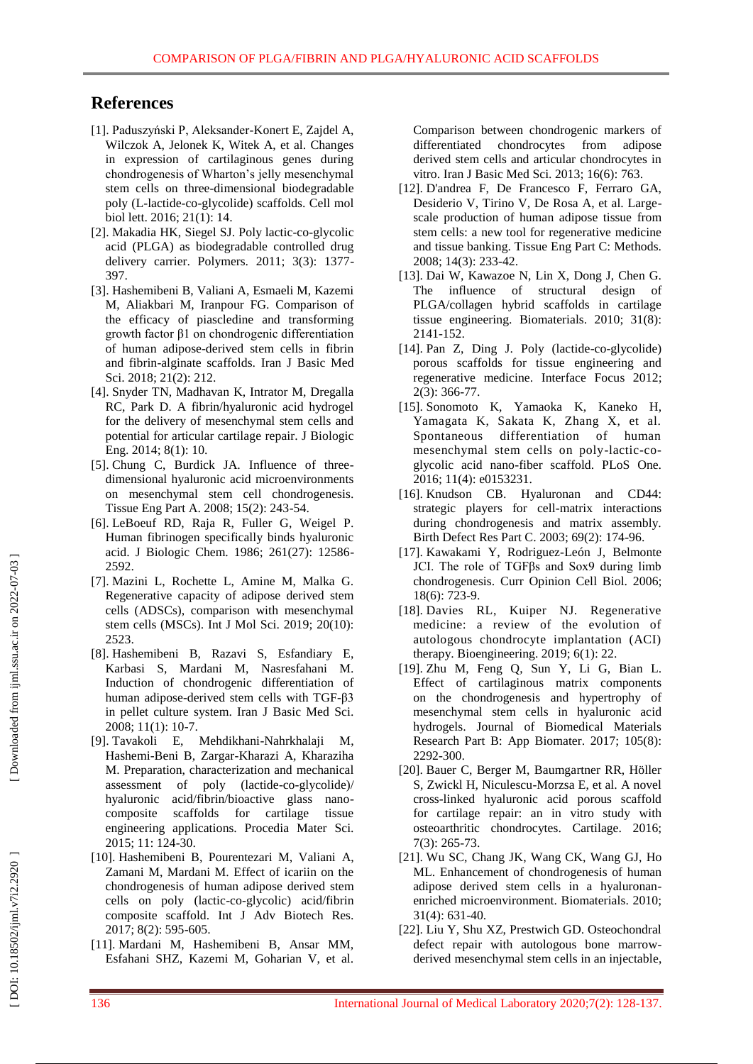## References

[1]. Paduszyński P, Aleksander-Konert E, Zajdel A, Wilczok A, Jelonek K, Witek A, et al. Changes in expression of cartilaginous genes during chondrogenesis of Wharton's jelly mesenchymal stem cells on three-dimensional biodegradable poly (L-lactide-co-glycolide) scaffolds. Cell mol biol lett. 2016; 21(1): 14.

[2]. Makadia HK, Siegel SJ. Poly lactic-co-glycolic acid (PLGA) as biodegradable controlled drug delivery carrier. Polymers. 2011; 3(3): 1377-397.

[3]. Hashemibeni B, Valiani A, Esmaeli M, Kazemi M, Aliakbari M, Iranpour FG. Comparison of the efficacy of piascledine and transforming growth factor β1 on chondrogenic differentiation of human adipose-derived stem cells in fibrin and fibrin-alginate scaffolds. Iran J Basic Med Sci. 2018; 21(2): 212.

[4]. Snyder TN, Madhavan K, Intrator M, Dregalla RC, Park D. A fibrin/hyaluronic acid hydrogel for the delivery of mesenchymal stem cells and potential for articular cartilage repair. J Biologic Eng. 2014; 8(1): 10.

[5]. Chung C, Burdick JA. Influence of three-dimensional hyaluronic acid microenvironments on mesenchymal stem cell chondrogenesis. Tissue Eng Part A. 2008; 15(2): 243-54.

[6]. LeBoeuf RD, Raja R, Fuller G, Weigel P. Human fibrinogen specifically binds hyaluronic acid. J Biologic Chem. 1986; 261(27): 12586-2592.

[7]. Mazini L, Rochette L, Amine M, Malka G. Regenerative capacity of adipose derived stem cells (ADSCs), comparison with mesenchymal stem cells (MSCs). Int J Mol Sci. 2019; 20(10): 2523.

[8]. Hashemibeni B, Razavi S, Esfandiary E, Karbasi S, Mardani M, Nasresfahani M. Induction of chondrogenic differentiation of human adipose-derived stem cells with TGF-β3 in pellet culture system. Iran J Basic Med Sci. 2008; 11(1): 10-7.

[9]. Tavakoli E, Mehdikhani-Nahrkhalaji M, Hashemi-Beni B, Zargar-Kharazi A, Kharaziha M. Preparation, characterization and mechanical assessment of poly (lactide-co-glycolide)/ hyaluronic acid/fibrin/bioactive glass nano-composite scaffolds for cartilage tissue engineering applications. Procedia Mater Sci. 2015; 11: 124-30.

[10]. Hashemibeni B, Pourentezari M, Valiani A, Zamani M, Mardani M. Effect of icariin on the chondrogenesis of human adipose derived stem cells on poly (lactic-co-glycolic) acid/fibrin composite scaffold. Int J Adv Biotech Res. 2017; 8(2): 595-605.

[11]. Mardani M, Hashemibeni B, Ansar MM, Esfahani SHZ, Kazemi M, Goharian V, et al. Comparison between chondrogenic markers of differentiated chondrocytes from adipose derived stem cells and articular chondrocytes in vitro. Iran J Basic Med Sci. 2013; 16(6): 763.

[12]. D'andrea F, De Francesco F, Ferraro GA, Desiderio V, Tirino V, De Rosa A, et al. Large-scale production of human adipose tissue from stem cells: a new tool for regenerative medicine and tissue banking. Tissue Eng Part C: Methods. 2008; 14(3): 233-42.

[13]. Dai W, Kawazoe N, Lin X, Dong J, Chen G. The influence of structural design of PLGA/collagen hybrid scaffolds in cartilage tissue engineering. Biomaterials. 2010; 31(8): 2141-152.

[14]. Pan Z, Ding J. Poly (lactide-co-glycolide) porous scaffolds for tissue engineering and regenerative medicine. Interface Focus 2012; 2(3): 366-77.

[15]. Sonomoto K, Yamaoka K, Kaneko H, Yamagata K, Sakata K, Zhang X, et al. Spontaneous differentiation of human mesenchymal stem cells on poly-lactic-co-glycolic acid nano-fiber scaffold. PLoS One. 2016; 11(4): e0153231.

[16]. Knudson CB. Hyaluronan and CD44: strategic players for cell-matrix interactions during chondrogenesis and matrix assembly. Birth Defect Res Part C. 2003; 69(2): 174-96.

[17]. Kawakami Y, Rodriguez-León J, Belmonte JCI. The role of TGFβs and Sox9 during limb chondrogenesis. Curr Opinion Cell Biol. 2006; 18(6): 723-9.

[18]. Davies RL, Kuiper NJ. Regenerative medicine: a review of the evolution of autologous chondrocyte implantation (ACI) therapy. Bioengineering. 2019; 6(1): 22.

[19]. Zhu M, Feng Q, Sun Y, Li G, Bian L. Effect of cartilaginous matrix components on the chondrogenesis and hypertrophy of mesenchymal stem cells in hyaluronic acid hydrogels. Journal of Biomedical Materials Research Part B: App Biomater. 2017; 105(8): 2292-300.

[20]. Bauer C, Berger M, Baumgartner RR, Höller S, Zwickl H, Niculescu-Morzsa E, et al. A novel cross-linked hyaluronic acid porous scaffold for cartilage repair: an in vitro study with osteoarthritic chondrocytes. Cartilage. 2016; 7(3): 265-73.

[21]. Wu SC, Chang JK, Wang CK, Wang GJ, Ho ML. Enhancement of chondrogenesis of human adipose derived stem cells in a hyaluronan-enriched microenvironment. Biomaterials. 2010; 31(4): 631-40.

[22]. Liu Y, Shu XZ, Prestwich GD. Osteochondral defect repair with autologous bone marrow-derived mesenchymal stem cells in an injectable,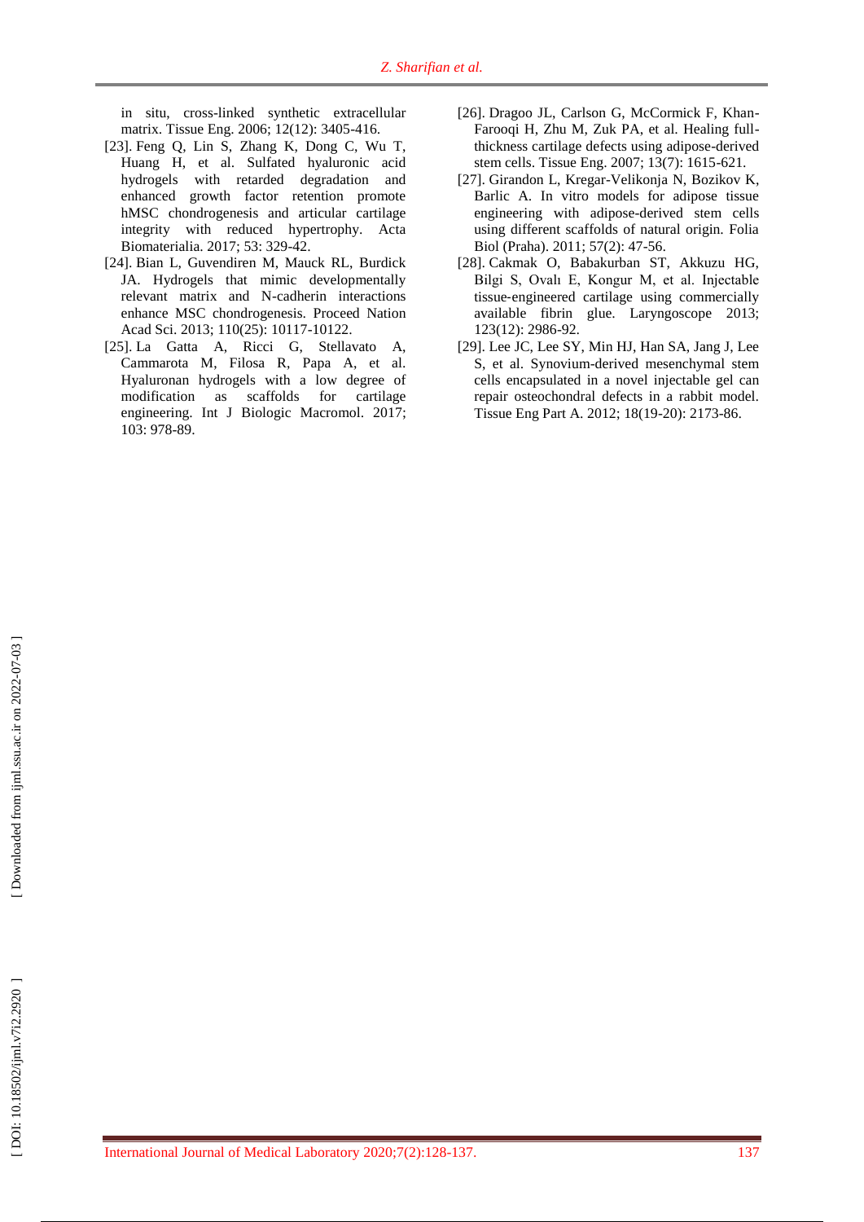in situ, cross-linked synthetic extracellular matrix. Tissue Eng. 2006; 12(12): 3405-416.

[23]. Feng Q, Lin S, Zhang K, Dong C, Wu T, Huang H, et al. Sulfated hyaluronic acid hydrogels with retarded degradation and enhanced growth factor retention promote hMSC chondrogenesis and articular cartilage integrity with reduced hypertrophy. Acta Biomaterialia. 2017; 53: 329-42.

[24]. Bian L, Guvendiren M, Mauck RL, Burdick JA. Hydrogels that mimic developmentally relevant matrix and N-cadherin interactions enhance MSC chondrogenesis. Proceed Nation Acad Sci. 2013; 110(25): 10117-10122.

[25]. La Gatta A, Ricci G, Stellavato A, Cammarota M, Filosa R, Papa A, et al. Hyaluronan hydrogels with a low degree of modification as scaffolds for cartilage engineering. Int J Biologic Macromol. 2017; 103: 978-89.

[26]. Dragoo JL, Carlson G, McCormick F, Khan-Farooqi H, Zhu M, Zuk PA, et al. Healing full-thickness cartilage defects using adipose-derived stem cells. Tissue Eng. 2007; 13(7): 1615-621.

[27]. Girandon L, Kregar-Velikonja N, Bozikov K, Barlic A. In vitro models for adipose tissue engineering with adipose-derived stem cells using different scaffolds of natural origin. Folia Biol (Praha). 2011; 57(2): 47-56.

[28]. Cakmak O, Babakurban ST, Akkuzu HG, Bilgi S, Ovalı E, Kongur M, et al. Injectable tissue‐engineered cartilage using commercially available fibrin glue. Laryngoscope 2013; 123(12): 2986-92.

[29]. Lee JC, Lee SY, Min HJ, Han SA, Jang J, Lee S, et al. Synovium-derived mesenchymal stem cells encapsulated in a novel injectable gel can repair osteochondral defects in a rabbit model. Tissue Eng Part A. 2012; 18(19-20): 2173-86.